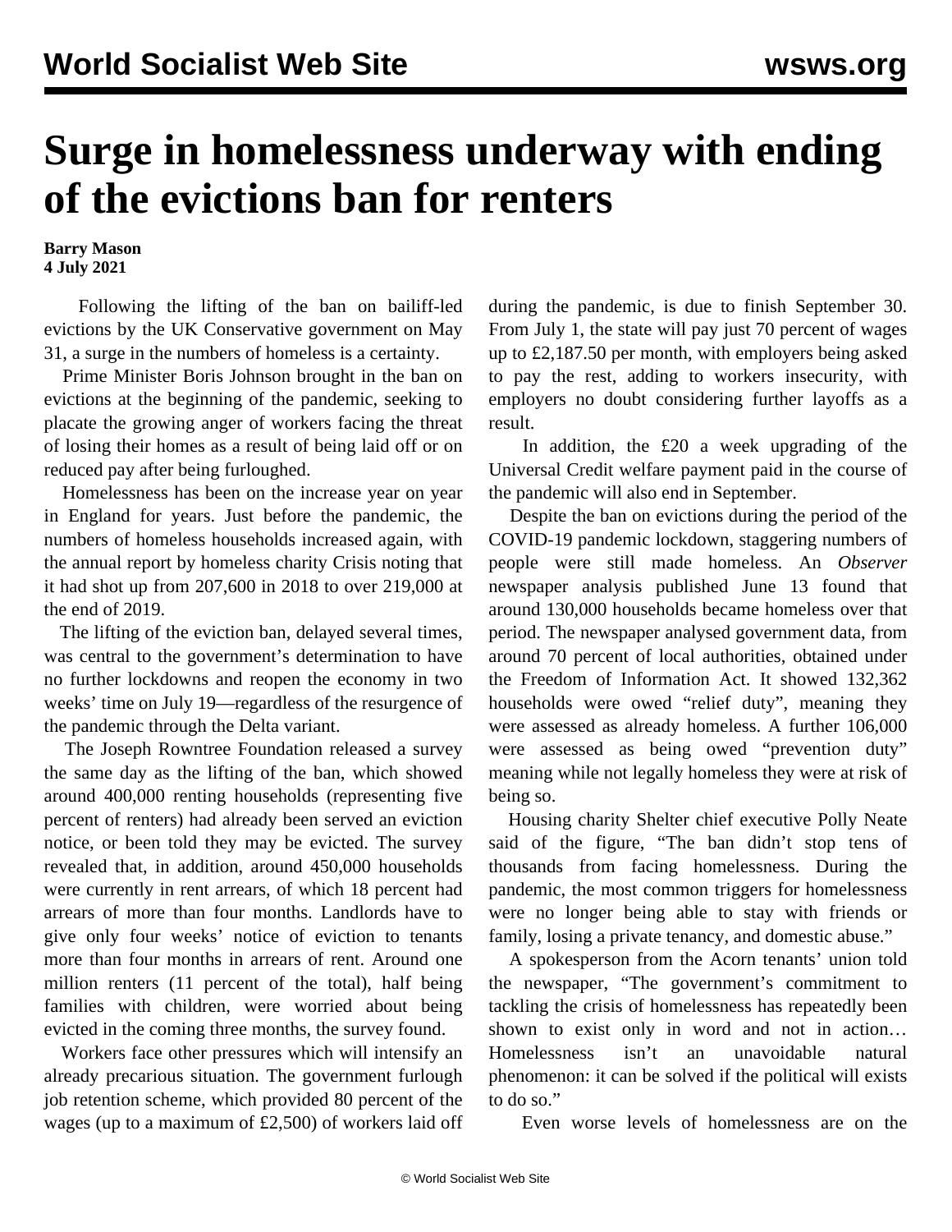# Surge in homelessness underway with ending of the evictions ban for renters

**Barry Mason**
**4 July 2021**

Following the lifting of the ban on bailiff-led evictions by the UK Conservative government on May 31, a surge in the numbers of homeless is a certainty.

Prime Minister Boris Johnson brought in the ban on evictions at the beginning of the pandemic, seeking to placate the growing anger of workers facing the threat of losing their homes as a result of being laid off or on reduced pay after being furloughed.

Homelessness has been on the increase year on year in England for years. Just before the pandemic, the numbers of homeless households increased again, with the annual report by homeless charity Crisis noting that it had shot up from 207,600 in 2018 to over 219,000 at the end of 2019.

The lifting of the eviction ban, delayed several times, was central to the government's determination to have no further lockdowns and reopen the economy in two weeks' time on July 19—regardless of the resurgence of the pandemic through the Delta variant.

The Joseph Rowntree Foundation released a survey the same day as the lifting of the ban, which showed around 400,000 renting households (representing five percent of renters) had already been served an eviction notice, or been told they may be evicted. The survey revealed that, in addition, around 450,000 households were currently in rent arrears, of which 18 percent had arrears of more than four months. Landlords have to give only four weeks' notice of eviction to tenants more than four months in arrears of rent. Around one million renters (11 percent of the total), half being families with children, were worried about being evicted in the coming three months, the survey found.

Workers face other pressures which will intensify an already precarious situation. The government furlough job retention scheme, which provided 80 percent of the wages (up to a maximum of £2,500) of workers laid off during the pandemic, is due to finish September 30. From July 1, the state will pay just 70 percent of wages up to £2,187.50 per month, with employers being asked to pay the rest, adding to workers insecurity, with employers no doubt considering further layoffs as a result.

In addition, the £20 a week upgrading of the Universal Credit welfare payment paid in the course of the pandemic will also end in September.

Despite the ban on evictions during the period of the COVID-19 pandemic lockdown, staggering numbers of people were still made homeless. An *Observer* newspaper analysis published June 13 found that around 130,000 households became homeless over that period. The newspaper analysed government data, from around 70 percent of local authorities, obtained under the Freedom of Information Act. It showed 132,362 households were owed "relief duty", meaning they were assessed as already homeless. A further 106,000 were assessed as being owed "prevention duty" meaning while not legally homeless they were at risk of being so.

Housing charity Shelter chief executive Polly Neate said of the figure, "The ban didn't stop tens of thousands from facing homelessness. During the pandemic, the most common triggers for homelessness were no longer being able to stay with friends or family, losing a private tenancy, and domestic abuse."

A spokesperson from the Acorn tenants' union told the newspaper, "The government's commitment to tackling the crisis of homelessness has repeatedly been shown to exist only in word and not in action… Homelessness isn't an unavoidable natural phenomenon: it can be solved if the political will exists to do so."

Even worse levels of homelessness are on the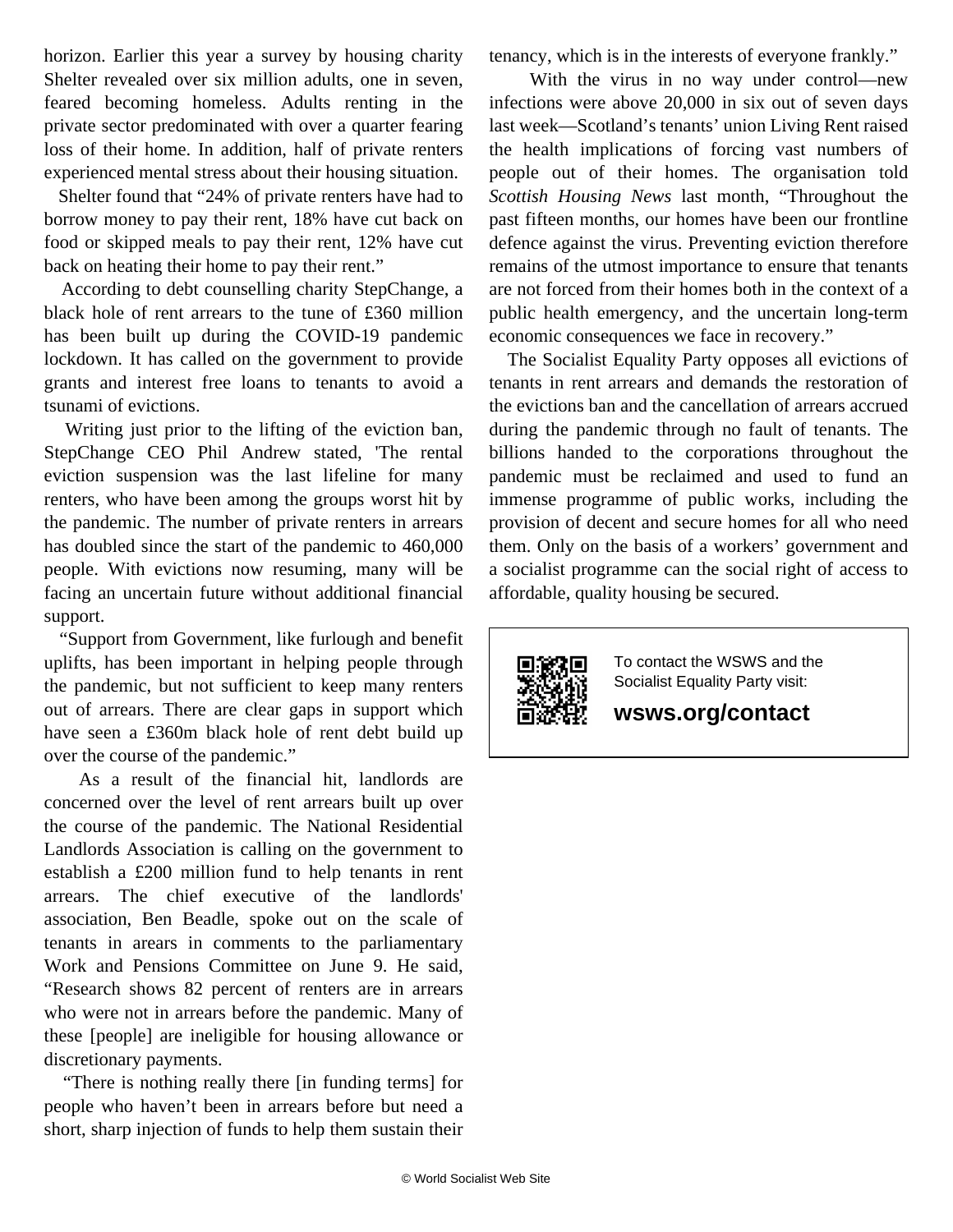horizon. Earlier this year a survey by housing charity Shelter revealed over six million adults, one in seven, feared becoming homeless. Adults renting in the private sector predominated with over a quarter fearing loss of their home. In addition, half of private renters experienced mental stress about their housing situation.

Shelter found that "24% of private renters have had to borrow money to pay their rent, 18% have cut back on food or skipped meals to pay their rent, 12% have cut back on heating their home to pay their rent."

According to debt counselling charity StepChange, a black hole of rent arrears to the tune of £360 million has been built up during the COVID-19 pandemic lockdown. It has called on the government to provide grants and interest free loans to tenants to avoid a tsunami of evictions.

Writing just prior to the lifting of the eviction ban, StepChange CEO Phil Andrew stated, 'The rental eviction suspension was the last lifeline for many renters, who have been among the groups worst hit by the pandemic. The number of private renters in arrears has doubled since the start of the pandemic to 460,000 people. With evictions now resuming, many will be facing an uncertain future without additional financial support.

"Support from Government, like furlough and benefit uplifts, has been important in helping people through the pandemic, but not sufficient to keep many renters out of arrears. There are clear gaps in support which have seen a £360m black hole of rent debt build up over the course of the pandemic."

As a result of the financial hit, landlords are concerned over the level of rent arrears built up over the course of the pandemic. The National Residential Landlords Association is calling on the government to establish a £200 million fund to help tenants in rent arrears. The chief executive of the landlords' association, Ben Beadle, spoke out on the scale of tenants in arears in comments to the parliamentary Work and Pensions Committee on June 9. He said, "Research shows 82 percent of renters are in arrears who were not in arrears before the pandemic. Many of these [people] are ineligible for housing allowance or discretionary payments.

"There is nothing really there [in funding terms] for people who haven't been in arrears before but need a short, sharp injection of funds to help them sustain their tenancy, which is in the interests of everyone frankly."

With the virus in no way under control—new infections were above 20,000 in six out of seven days last week—Scotland's tenants' union Living Rent raised the health implications of forcing vast numbers of people out of their homes. The organisation told *Scottish Housing News* last month, "Throughout the past fifteen months, our homes have been our frontline defence against the virus. Preventing eviction therefore remains of the utmost importance to ensure that tenants are not forced from their homes both in the context of a public health emergency, and the uncertain long-term economic consequences we face in recovery."

The Socialist Equality Party opposes all evictions of tenants in rent arrears and demands the restoration of the evictions ban and the cancellation of arrears accrued during the pandemic through no fault of tenants. The billions handed to the corporations throughout the pandemic must be reclaimed and used to fund an immense programme of public works, including the provision of decent and secure homes for all who need them. Only on the basis of a workers' government and a socialist programme can the social right of access to affordable, quality housing be secured.

To contact the WSWS and the Socialist Equality Party visit:

**wsws.org/contact**